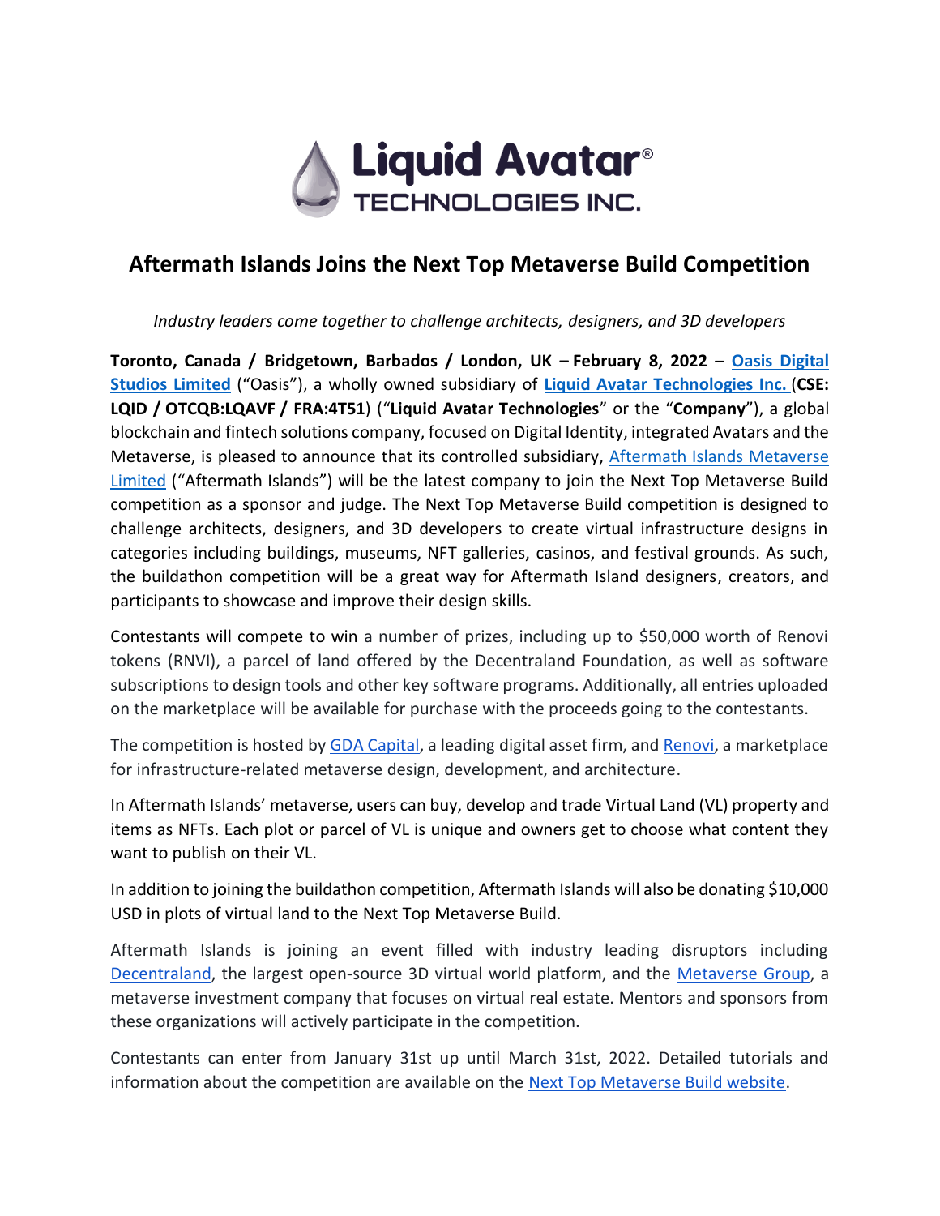Liquid Avatar® TECHNOLOGIES INC.

# Aftermath Islands Joins the Next Top Metaverse Build Competition

*Industry leaders come together to challenge architects, designers, and 3D developers*

**Toronto, Canada / Bridgetown, Barbados / London, UK – February 8, 2022** – **Oasis Digital Studios Limited** ("Oasis"), a wholly owned subsidiary of **Liquid Avatar Technologies Inc.** (**CSE: LQID / OTCQB:LQAVF / FRA:4T51**) ("**Liquid Avatar Technologies**" or the "**Company**"), a global blockchain and fintech solutions company, focused on Digital Identity, integrated Avatars and the Metaverse, is pleased to announce that its controlled subsidiary, Aftermath Islands Metaverse Limited ("Aftermath Islands") will be the latest company to join the Next Top Metaverse Build competition as a sponsor and judge. The Next Top Metaverse Build competition is designed to challenge architects, designers, and 3D developers to create virtual infrastructure designs in categories including buildings, museums, NFT galleries, casinos, and festival grounds. As such, the buildathon competition will be a great way for Aftermath Island designers, creators, and participants to showcase and improve their design skills.

Contestants will compete to win a number of prizes, including up to $50,000 worth of Renovi tokens (RNVI), a parcel of land offered by the Decentraland Foundation, as well as software subscriptions to design tools and other key software programs. Additionally, all entries uploaded on the marketplace will be available for purchase with the proceeds going to the contestants.

The competition is hosted by GDA Capital, a leading digital asset firm, and Renovi, a marketplace for infrastructure-related metaverse design, development, and architecture.

In Aftermath Islands' metaverse, users can buy, develop and trade Virtual Land (VL) property and items as NFTs. Each plot or parcel of VL is unique and owners get to choose what content they want to publish on their VL.

In addition to joining the buildathon competition, Aftermath Islands will also be donating $10,000 USD in plots of virtual land to the Next Top Metaverse Build.

Aftermath Islands is joining an event filled with industry leading disruptors including Decentraland, the largest open-source 3D virtual world platform, and the Metaverse Group, a metaverse investment company that focuses on virtual real estate. Mentors and sponsors from these organizations will actively participate in the competition.

Contestants can enter from January 31st up until March 31st, 2022. Detailed tutorials and information about the competition are available on the Next Top Metaverse Build website.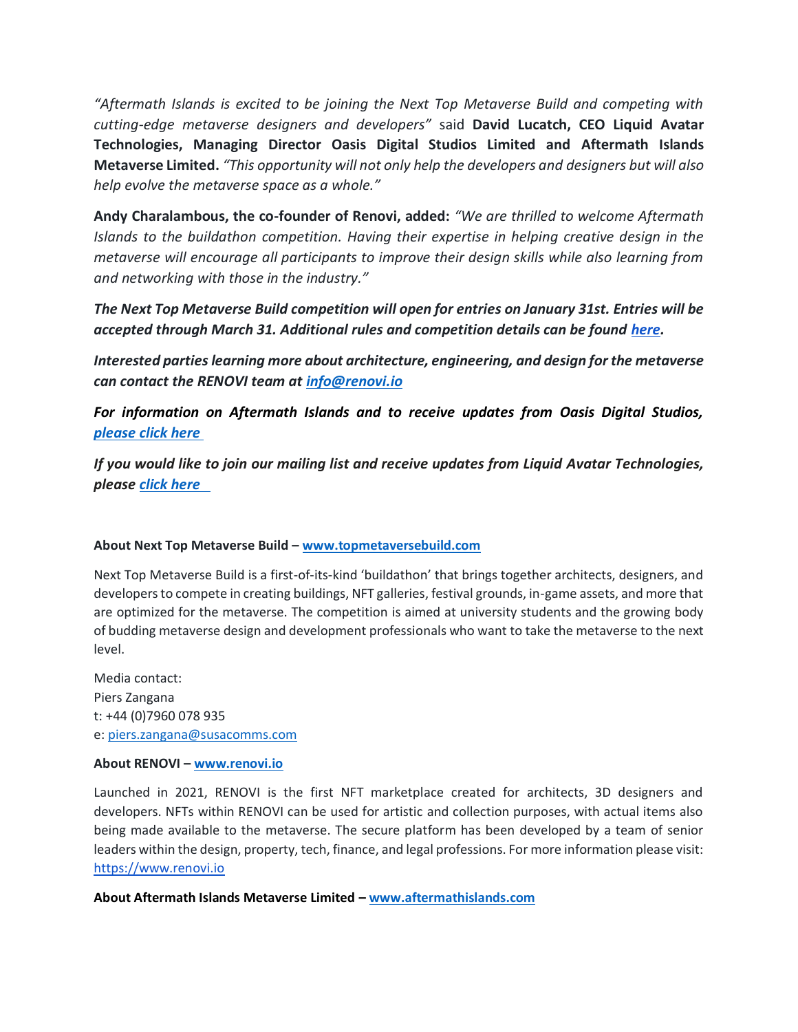*"Aftermath Islands is excited to be joining the Next Top Metaverse Build and competing with cutting-edge metaverse designers and developers"* said **David Lucatch, CEO Liquid Avatar Technologies, Managing Director Oasis Digital Studios Limited and Aftermath Islands Metaverse Limited.** *"This opportunity will not only help the developers and designers but will also help evolve the metaverse space as a whole."*

**Andy Charalambous, the co-founder of Renovi, added:** *"We are thrilled to welcome Aftermath Islands to the buildathon competition. Having their expertise in helping creative design in the metaverse will encourage all participants to improve their design skills while also learning from and networking with those in the industry."*

***The Next Top Metaverse Build competition will open for entries on January 31st. Entries will be accepted through March 31. Additional rules and competition details can be found here.***

***Interested parties learning more about architecture, engineering, and design for the metaverse can contact the RENOVI team at info@renovi.io***

***For information on Aftermath Islands and to receive updates from Oasis Digital Studios, please click here***

***If you would like to join our mailing list and receive updates from Liquid Avatar Technologies, please click here***

**About Next Top Metaverse Build – www.topmetaversebuild.com**

Next Top Metaverse Build is a first-of-its-kind 'buildathon' that brings together architects, designers, and developers to compete in creating buildings, NFT galleries, festival grounds, in-game assets, and more that are optimized for the metaverse. The competition is aimed at university students and the growing body of budding metaverse design and development professionals who want to take the metaverse to the next level.

Media contact:
Piers Zangana
t: +44 (0)7960 078 935
e: piers.zangana@susacomms.com

**About RENOVI – www.renovi.io**

Launched in 2021, RENOVI is the first NFT marketplace created for architects, 3D designers and developers. NFTs within RENOVI can be used for artistic and collection purposes, with actual items also being made available to the metaverse. The secure platform has been developed by a team of senior leaders within the design, property, tech, finance, and legal professions. For more information please visit: https://www.renovi.io

**About Aftermath Islands Metaverse Limited – www.aftermathislands.com**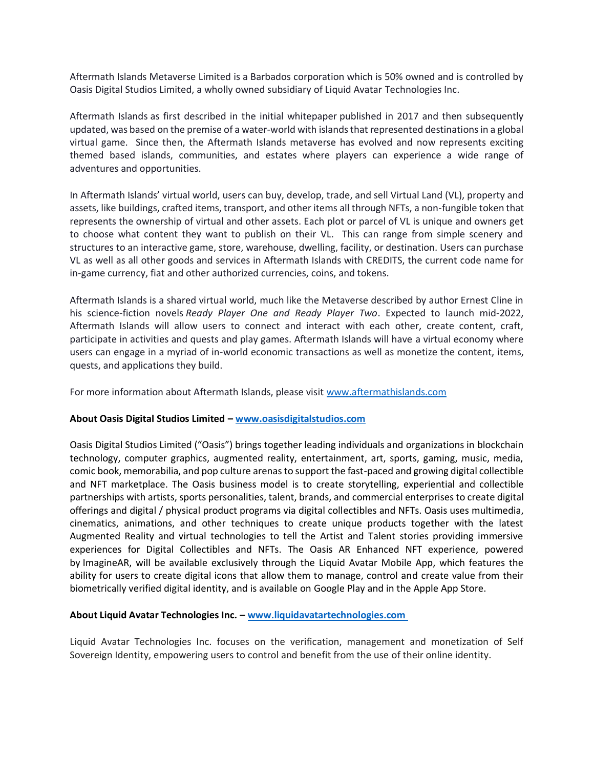Aftermath Islands Metaverse Limited is a Barbados corporation which is 50% owned and is controlled by Oasis Digital Studios Limited, a wholly owned subsidiary of Liquid Avatar Technologies Inc.

Aftermath Islands as first described in the initial whitepaper published in 2017 and then subsequently updated, was based on the premise of a water-world with islands that represented destinations in a global virtual game. Since then, the Aftermath Islands metaverse has evolved and now represents exciting themed based islands, communities, and estates where players can experience a wide range of adventures and opportunities.

In Aftermath Islands' virtual world, users can buy, develop, trade, and sell Virtual Land (VL), property and assets, like buildings, crafted items, transport, and other items all through NFTs, a non-fungible token that represents the ownership of virtual and other assets. Each plot or parcel of VL is unique and owners get to choose what content they want to publish on their VL. This can range from simple scenery and structures to an interactive game, store, warehouse, dwelling, facility, or destination. Users can purchase VL as well as all other goods and services in Aftermath Islands with CREDITS, the current code name for in-game currency, fiat and other authorized currencies, coins, and tokens.

Aftermath Islands is a shared virtual world, much like the Metaverse described by author Ernest Cline in his science-fiction novels *Ready Player One and Ready Player Two*. Expected to launch mid-2022, Aftermath Islands will allow users to connect and interact with each other, create content, craft, participate in activities and quests and play games. Aftermath Islands will have a virtual economy where users can engage in a myriad of in-world economic transactions as well as monetize the content, items, quests, and applications they build.

For more information about Aftermath Islands, please visit [www.aftermathislands.com](http://www.aftermathislands.com)

**About Oasis Digital Studios Limited – [www.oasisdigitalstudios.com](http://www.oasisdigitalstudios.com)**

Oasis Digital Studios Limited ("Oasis") brings together leading individuals and organizations in blockchain technology, computer graphics, augmented reality, entertainment, art, sports, gaming, music, media, comic book, memorabilia, and pop culture arenas to support the fast-paced and growing digital collectible and NFT marketplace. The Oasis business model is to create storytelling, experiential and collectible partnerships with artists, sports personalities, talent, brands, and commercial enterprises to create digital offerings and digital / physical product programs via digital collectibles and NFTs. Oasis uses multimedia, cinematics, animations, and other techniques to create unique products together with the latest Augmented Reality and virtual technologies to tell the Artist and Talent stories providing immersive experiences for Digital Collectibles and NFTs. The Oasis AR Enhanced NFT experience, powered by ImagineAR, will be available exclusively through the Liquid Avatar Mobile App, which features the ability for users to create digital icons that allow them to manage, control and create value from their biometrically verified digital identity, and is available on Google Play and in the Apple App Store.

**About Liquid Avatar Technologies Inc. – [www.liquidavatartechnologies.com](http://www.liquidavatartechnologies.com)**

Liquid Avatar Technologies Inc. focuses on the verification, management and monetization of Self Sovereign Identity, empowering users to control and benefit from the use of their online identity.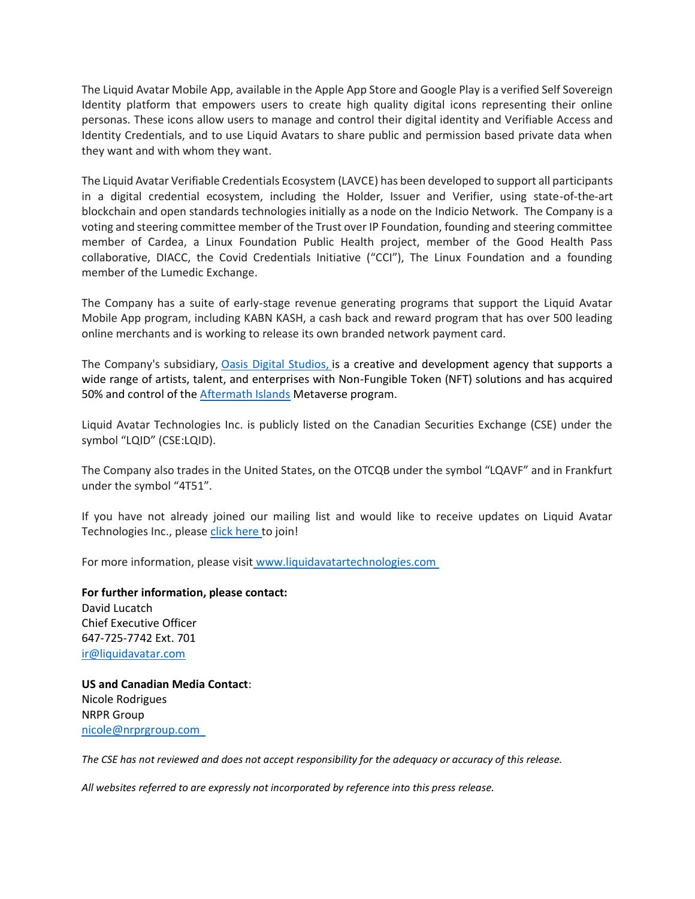The Liquid Avatar Mobile App, available in the Apple App Store and Google Play is a verified Self Sovereign Identity platform that empowers users to create high quality digital icons representing their online personas. These icons allow users to manage and control their digital identity and Verifiable Access and Identity Credentials, and to use Liquid Avatars to share public and permission based private data when they want and with whom they want.

The Liquid Avatar Verifiable Credentials Ecosystem (LAVCE) has been developed to support all participants in a digital credential ecosystem, including the Holder, Issuer and Verifier, using state-of-the-art blockchain and open standards technologies initially as a node on the Indicio Network. The Company is a voting and steering committee member of the Trust over IP Foundation, founding and steering committee member of Cardea, a Linux Foundation Public Health project, member of the Good Health Pass collaborative, DIACC, the Covid Credentials Initiative ("CCI"), The Linux Foundation and a founding member of the Lumedic Exchange.

The Company has a suite of early-stage revenue generating programs that support the Liquid Avatar Mobile App program, including KABN KASH, a cash back and reward program that has over 500 leading online merchants and is working to release its own branded network payment card.

The Company's subsidiary, Oasis Digital Studios, is a creative and development agency that supports a wide range of artists, talent, and enterprises with Non-Fungible Token (NFT) solutions and has acquired 50% and control of the Aftermath Islands Metaverse program.

Liquid Avatar Technologies Inc. is publicly listed on the Canadian Securities Exchange (CSE) under the symbol "LQID" (CSE:LQID).

The Company also trades in the United States, on the OTCQB under the symbol "LQAVF" and in Frankfurt under the symbol "4T51".

If you have not already joined our mailing list and would like to receive updates on Liquid Avatar Technologies Inc., please click here to join!

For more information, please visit www.liquidavatartechnologies.com

**For further information, please contact:**
David Lucatch
Chief Executive Officer
647-725-7742 Ext. 701
ir@liquidavatar.com

**US and Canadian Media Contact**:
Nicole Rodrigues
NRPR Group
nicole@nrprgroup.com

*The CSE has not reviewed and does not accept responsibility for the adequacy or accuracy of this release.*

*All websites referred to are expressly not incorporated by reference into this press release.*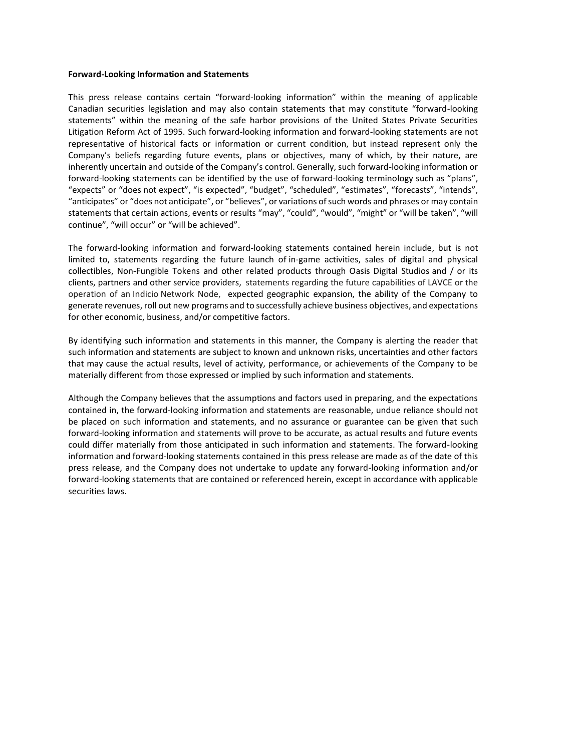**Forward-Looking Information and Statements**

This press release contains certain "forward-looking information" within the meaning of applicable Canadian securities legislation and may also contain statements that may constitute "forward-looking statements" within the meaning of the safe harbor provisions of the United States Private Securities Litigation Reform Act of 1995. Such forward-looking information and forward-looking statements are not representative of historical facts or information or current condition, but instead represent only the Company's beliefs regarding future events, plans or objectives, many of which, by their nature, are inherently uncertain and outside of the Company's control. Generally, such forward-looking information or forward-looking statements can be identified by the use of forward-looking terminology such as "plans", "expects" or "does not expect", "is expected", "budget", "scheduled", "estimates", "forecasts", "intends", "anticipates" or "does not anticipate", or "believes", or variations of such words and phrases or may contain statements that certain actions, events or results "may", "could", "would", "might" or "will be taken", "will continue", "will occur" or "will be achieved".

The forward-looking information and forward-looking statements contained herein include, but is not limited to, statements regarding the future launch of in-game activities, sales of digital and physical collectibles, Non-Fungible Tokens and other related products through Oasis Digital Studios and / or its clients, partners and other service providers, statements regarding the future capabilities of LAVCE or the operation of an Indicio Network Node, expected geographic expansion, the ability of the Company to generate revenues, roll out new programs and to successfully achieve business objectives, and expectations for other economic, business, and/or competitive factors.

By identifying such information and statements in this manner, the Company is alerting the reader that such information and statements are subject to known and unknown risks, uncertainties and other factors that may cause the actual results, level of activity, performance, or achievements of the Company to be materially different from those expressed or implied by such information and statements.

Although the Company believes that the assumptions and factors used in preparing, and the expectations contained in, the forward-looking information and statements are reasonable, undue reliance should not be placed on such information and statements, and no assurance or guarantee can be given that such forward-looking information and statements will prove to be accurate, as actual results and future events could differ materially from those anticipated in such information and statements. The forward-looking information and forward-looking statements contained in this press release are made as of the date of this press release, and the Company does not undertake to update any forward-looking information and/or forward-looking statements that are contained or referenced herein, except in accordance with applicable securities laws.